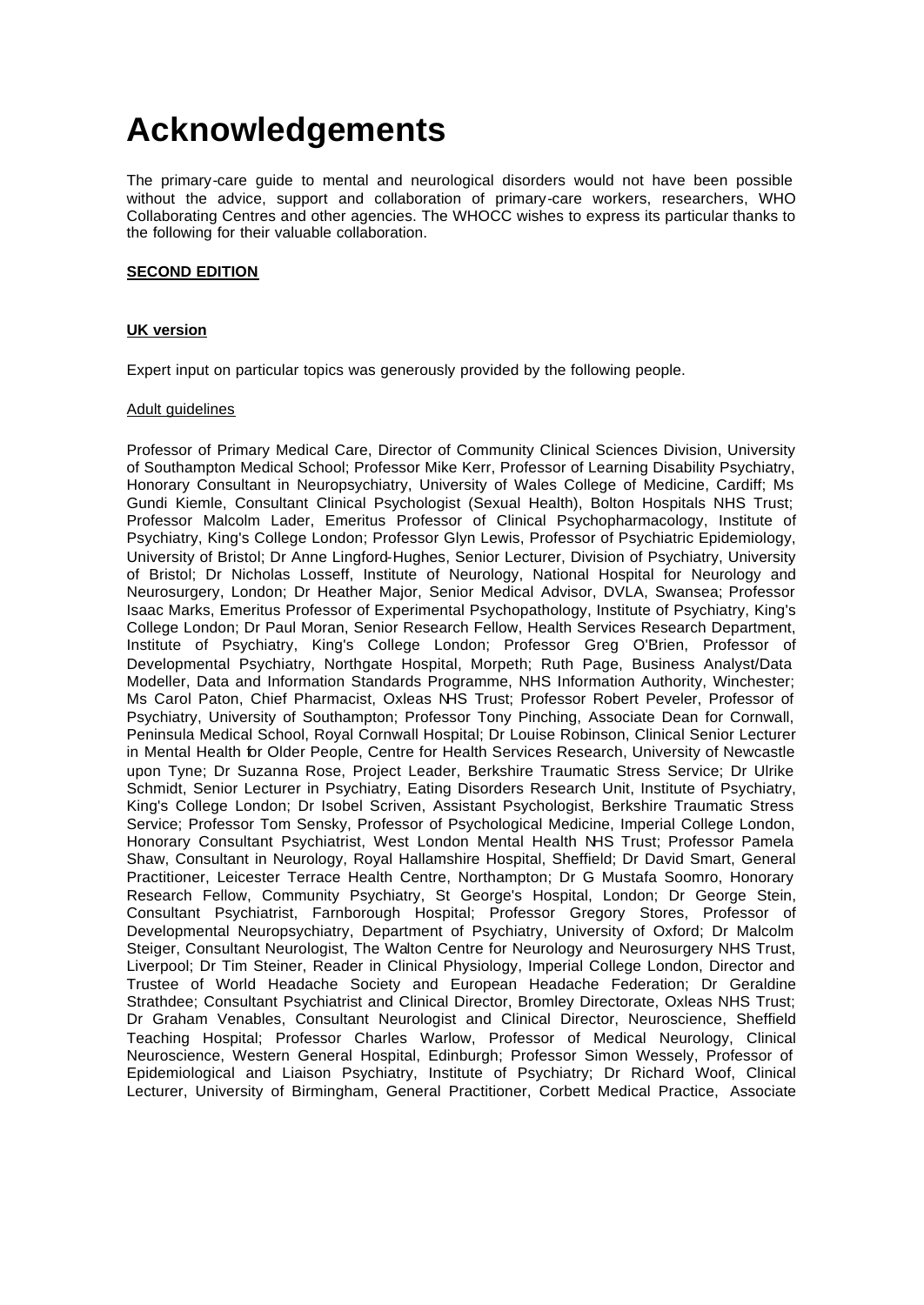# Acknowledgements

The primary-care guide to mental and neurological disorders would not have been possible without the advice, support and collaboration of primary-care workers, researchers, WHO Collaborating Centres and other agencies. The WHOCC wishes to express its particular thanks to the following for their valuable collaboration.

**SECOND EDITION**

**UK version**

Expert input on particular topics was generously provided by the following people.

Adult guidelines

Professor of Primary Medical Care, Director of Community Clinical Sciences Division, University of Southampton Medical School; Professor Mike Kerr, Professor of Learning Disability Psychiatry, Honorary Consultant in Neuropsychiatry, University of Wales College of Medicine, Cardiff; Ms Gundi Kiemle, Consultant Clinical Psychologist (Sexual Health), Bolton Hospitals NHS Trust; Professor Malcolm Lader, Emeritus Professor of Clinical Psychopharmacology, Institute of Psychiatry, King's College London; Professor Glyn Lewis, Professor of Psychiatric Epidemiology, University of Bristol; Dr Anne Lingford-Hughes, Senior Lecturer, Division of Psychiatry, University of Bristol; Dr Nicholas Losseff, Institute of Neurology, National Hospital for Neurology and Neurosurgery, London; Dr Heather Major, Senior Medical Advisor, DVLA, Swansea; Professor Isaac Marks, Emeritus Professor of Experimental Psychopathology, Institute of Psychiatry, King's College London; Dr Paul Moran, Senior Research Fellow, Health Services Research Department, Institute of Psychiatry, King's College London; Professor Greg O'Brien, Professor of Developmental Psychiatry, Northgate Hospital, Morpeth; Ruth Page, Business Analyst/Data Modeller, Data and Information Standards Programme, NHS Information Authority, Winchester; Ms Carol Paton, Chief Pharmacist, Oxleas NHS Trust; Professor Robert Peveler, Professor of Psychiatry, University of Southampton; Professor Tony Pinching, Associate Dean for Cornwall, Peninsula Medical School, Royal Cornwall Hospital; Dr Louise Robinson, Clinical Senior Lecturer in Mental Health for Older People, Centre for Health Services Research, University of Newcastle upon Tyne; Dr Suzanna Rose, Project Leader, Berkshire Traumatic Stress Service; Dr Ulrike Schmidt, Senior Lecturer in Psychiatry, Eating Disorders Research Unit, Institute of Psychiatry, King's College London; Dr Isobel Scriven, Assistant Psychologist, Berkshire Traumatic Stress Service; Professor Tom Sensky, Professor of Psychological Medicine, Imperial College London, Honorary Consultant Psychiatrist, West London Mental Health NHS Trust; Professor Pamela Shaw, Consultant in Neurology, Royal Hallamshire Hospital, Sheffield; Dr David Smart, General Practitioner, Leicester Terrace Health Centre, Northampton; Dr G Mustafa Soomro, Honorary Research Fellow, Community Psychiatry, St George's Hospital, London; Dr George Stein, Consultant Psychiatrist, Farnborough Hospital; Professor Gregory Stores, Professor of Developmental Neuropsychiatry, Department of Psychiatry, University of Oxford; Dr Malcolm Steiger, Consultant Neurologist, The Walton Centre for Neurology and Neurosurgery NHS Trust, Liverpool; Dr Tim Steiner, Reader in Clinical Physiology, Imperial College London, Director and Trustee of World Headache Society and European Headache Federation; Dr Geraldine Strathdee; Consultant Psychiatrist and Clinical Director, Bromley Directorate, Oxleas NHS Trust; Dr Graham Venables, Consultant Neurologist and Clinical Director, Neuroscience, Sheffield Teaching Hospital; Professor Charles Warlow, Professor of Medical Neurology, Clinical Neuroscience, Western General Hospital, Edinburgh; Professor Simon Wessely, Professor of Epidemiological and Liaison Psychiatry, Institute of Psychiatry; Dr Richard Woof, Clinical Lecturer, University of Birmingham, General Practitioner, Corbett Medical Practice, Associate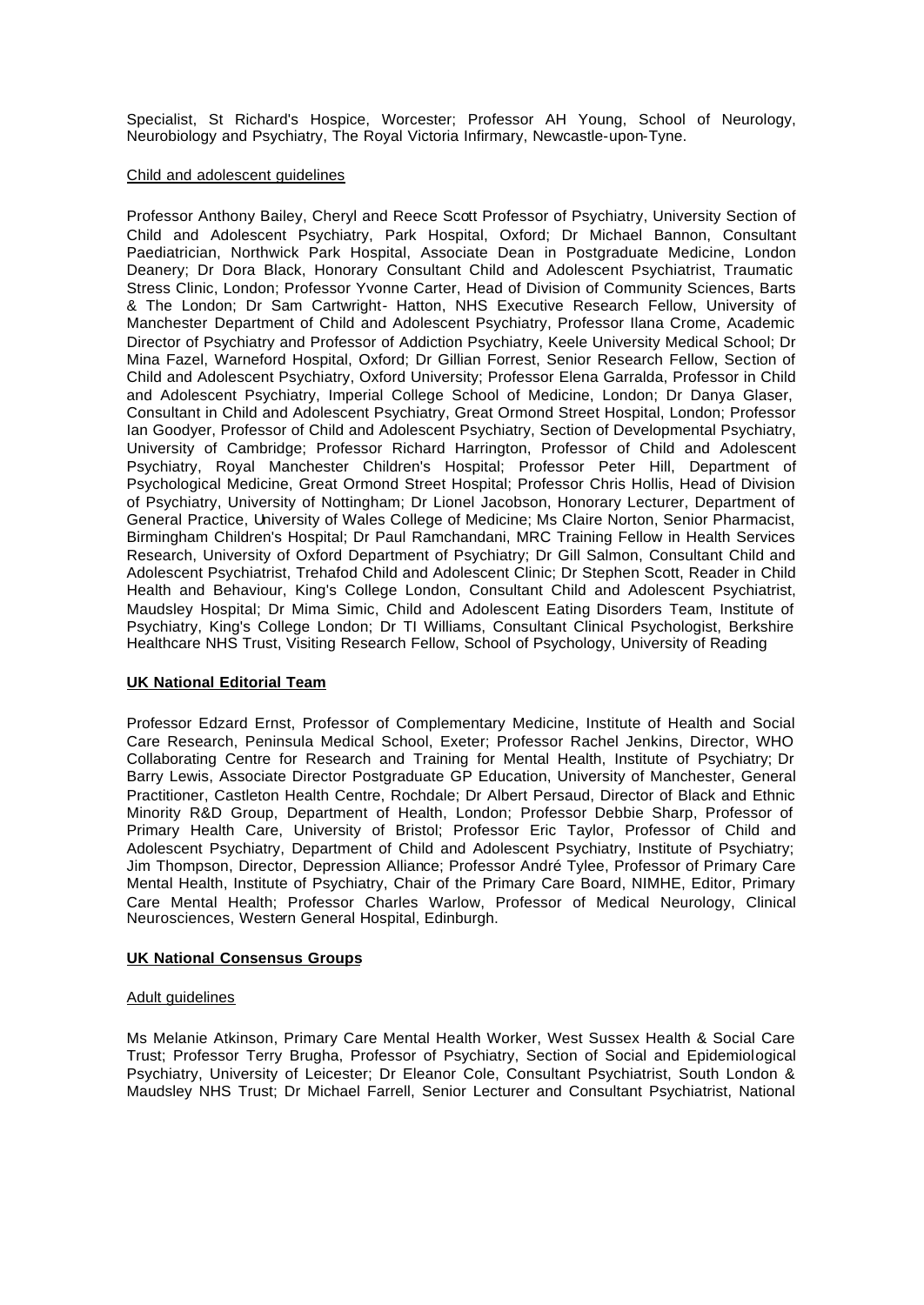Specialist, St Richard's Hospice, Worcester; Professor AH Young, School of Neurology, Neurobiology and Psychiatry, The Royal Victoria Infirmary, Newcastle-upon-Tyne.

Child and adolescent guidelines

Professor Anthony Bailey, Cheryl and Reece Scott Professor of Psychiatry, University Section of Child and Adolescent Psychiatry, Park Hospital, Oxford; Dr Michael Bannon, Consultant Paediatrician, Northwick Park Hospital, Associate Dean in Postgraduate Medicine, London Deanery; Dr Dora Black, Honorary Consultant Child and Adolescent Psychiatrist, Traumatic Stress Clinic, London; Professor Yvonne Carter, Head of Division of Community Sciences, Barts & The London; Dr Sam Cartwright- Hatton, NHS Executive Research Fellow, University of Manchester Department of Child and Adolescent Psychiatry, Professor Ilana Crome, Academic Director of Psychiatry and Professor of Addiction Psychiatry, Keele University Medical School; Dr Mina Fazel, Warneford Hospital, Oxford; Dr Gillian Forrest, Senior Research Fellow, Section of Child and Adolescent Psychiatry, Oxford University; Professor Elena Garralda, Professor in Child and Adolescent Psychiatry, Imperial College School of Medicine, London; Dr Danya Glaser, Consultant in Child and Adolescent Psychiatry, Great Ormond Street Hospital, London; Professor Ian Goodyer, Professor of Child and Adolescent Psychiatry, Section of Developmental Psychiatry, University of Cambridge; Professor Richard Harrington, Professor of Child and Adolescent Psychiatry, Royal Manchester Children's Hospital; Professor Peter Hill, Department of Psychological Medicine, Great Ormond Street Hospital; Professor Chris Hollis, Head of Division of Psychiatry, University of Nottingham; Dr Lionel Jacobson, Honorary Lecturer, Department of General Practice, University of Wales College of Medicine; Ms Claire Norton, Senior Pharmacist, Birmingham Children's Hospital; Dr Paul Ramchandani, MRC Training Fellow in Health Services Research, University of Oxford Department of Psychiatry; Dr Gill Salmon, Consultant Child and Adolescent Psychiatrist, Trehafod Child and Adolescent Clinic; Dr Stephen Scott, Reader in Child Health and Behaviour, King's College London, Consultant Child and Adolescent Psychiatrist, Maudsley Hospital; Dr Mima Simic, Child and Adolescent Eating Disorders Team, Institute of Psychiatry, King's College London; Dr TI Williams, Consultant Clinical Psychologist, Berkshire Healthcare NHS Trust, Visiting Research Fellow, School of Psychology, University of Reading

**UK National Editorial Team**

Professor Edzard Ernst, Professor of Complementary Medicine, Institute of Health and Social Care Research, Peninsula Medical School, Exeter; Professor Rachel Jenkins, Director, WHO Collaborating Centre for Research and Training for Mental Health, Institute of Psychiatry; Dr Barry Lewis, Associate Director Postgraduate GP Education, University of Manchester, General Practitioner, Castleton Health Centre, Rochdale; Dr Albert Persaud, Director of Black and Ethnic Minority R&D Group, Department of Health, London; Professor Debbie Sharp, Professor of Primary Health Care, University of Bristol; Professor Eric Taylor, Professor of Child and Adolescent Psychiatry, Department of Child and Adolescent Psychiatry, Institute of Psychiatry; Jim Thompson, Director, Depression Alliance; Professor André Tylee, Professor of Primary Care Mental Health, Institute of Psychiatry, Chair of the Primary Care Board, NIMHE, Editor, Primary Care Mental Health; Professor Charles Warlow, Professor of Medical Neurology, Clinical Neurosciences, Western General Hospital, Edinburgh.

**UK National Consensus Groups**

Adult guidelines

Ms Melanie Atkinson, Primary Care Mental Health Worker, West Sussex Health & Social Care Trust; Professor Terry Brugha, Professor of Psychiatry, Section of Social and Epidemiological Psychiatry, University of Leicester; Dr Eleanor Cole, Consultant Psychiatrist, South London & Maudsley NHS Trust; Dr Michael Farrell, Senior Lecturer and Consultant Psychiatrist, National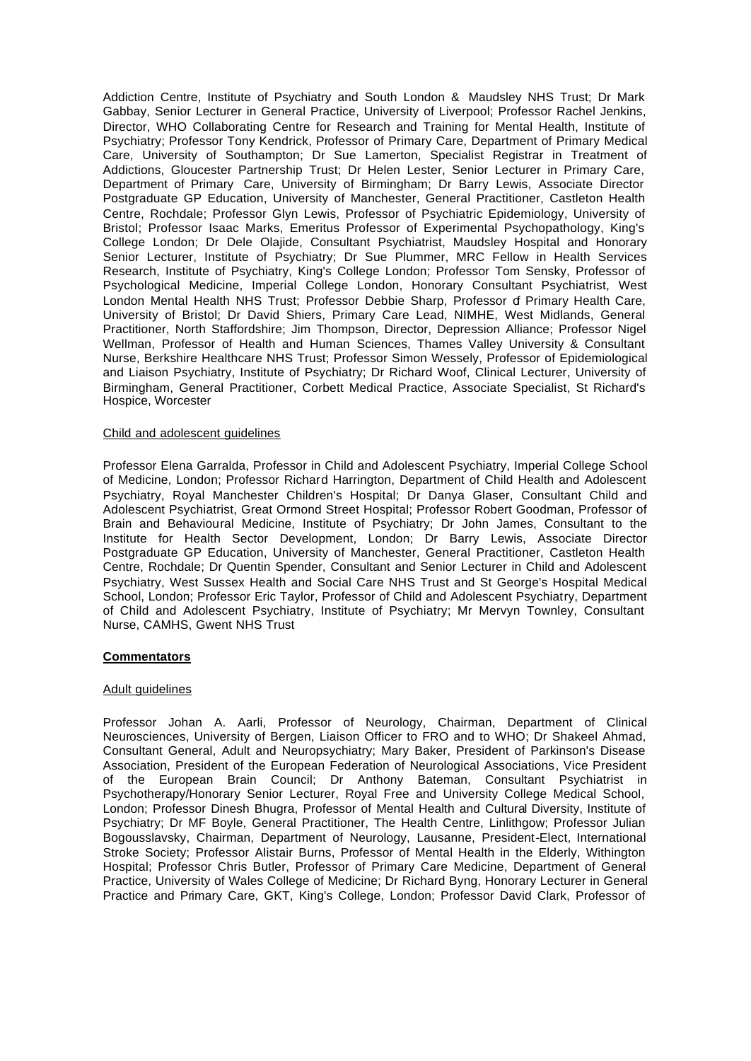Addiction Centre, Institute of Psychiatry and South London & Maudsley NHS Trust; Dr Mark Gabbay, Senior Lecturer in General Practice, University of Liverpool; Professor Rachel Jenkins, Director, WHO Collaborating Centre for Research and Training for Mental Health, Institute of Psychiatry; Professor Tony Kendrick, Professor of Primary Care, Department of Primary Medical Care, University of Southampton; Dr Sue Lamerton, Specialist Registrar in Treatment of Addictions, Gloucester Partnership Trust; Dr Helen Lester, Senior Lecturer in Primary Care, Department of Primary Care, University of Birmingham; Dr Barry Lewis, Associate Director Postgraduate GP Education, University of Manchester, General Practitioner, Castleton Health Centre, Rochdale; Professor Glyn Lewis, Professor of Psychiatric Epidemiology, University of Bristol; Professor Isaac Marks, Emeritus Professor of Experimental Psychopathology, King's College London; Dr Dele Olajide, Consultant Psychiatrist, Maudsley Hospital and Honorary Senior Lecturer, Institute of Psychiatry; Dr Sue Plummer, MRC Fellow in Health Services Research, Institute of Psychiatry, King's College London; Professor Tom Sensky, Professor of Psychological Medicine, Imperial College London, Honorary Consultant Psychiatrist, West London Mental Health NHS Trust; Professor Debbie Sharp, Professor of Primary Health Care, University of Bristol; Dr David Shiers, Primary Care Lead, NIMHE, West Midlands, General Practitioner, North Staffordshire; Jim Thompson, Director, Depression Alliance; Professor Nigel Wellman, Professor of Health and Human Sciences, Thames Valley University & Consultant Nurse, Berkshire Healthcare NHS Trust; Professor Simon Wessely, Professor of Epidemiological and Liaison Psychiatry, Institute of Psychiatry; Dr Richard Woof, Clinical Lecturer, University of Birmingham, General Practitioner, Corbett Medical Practice, Associate Specialist, St Richard's Hospice, Worcester

Child and adolescent guidelines

Professor Elena Garralda, Professor in Child and Adolescent Psychiatry, Imperial College School of Medicine, London; Professor Richard Harrington, Department of Child Health and Adolescent Psychiatry, Royal Manchester Children's Hospital; Dr Danya Glaser, Consultant Child and Adolescent Psychiatrist, Great Ormond Street Hospital; Professor Robert Goodman, Professor of Brain and Behavioural Medicine, Institute of Psychiatry; Dr John James, Consultant to the Institute for Health Sector Development, London; Dr Barry Lewis, Associate Director Postgraduate GP Education, University of Manchester, General Practitioner, Castleton Health Centre, Rochdale; Dr Quentin Spender, Consultant and Senior Lecturer in Child and Adolescent Psychiatry, West Sussex Health and Social Care NHS Trust and St George's Hospital Medical School, London; Professor Eric Taylor, Professor of Child and Adolescent Psychiatry, Department of Child and Adolescent Psychiatry, Institute of Psychiatry; Mr Mervyn Townley, Consultant Nurse, CAMHS, Gwent NHS Trust

**Commentators**

Adult guidelines

Professor Johan A. Aarli, Professor of Neurology, Chairman, Department of Clinical Neurosciences, University of Bergen, Liaison Officer to FRO and to WHO; Dr Shakeel Ahmad, Consultant General, Adult and Neuropsychiatry; Mary Baker, President of Parkinson's Disease Association, President of the European Federation of Neurological Associations, Vice President of the European Brain Council; Dr Anthony Bateman, Consultant Psychiatrist in Psychotherapy/Honorary Senior Lecturer, Royal Free and University College Medical School, London; Professor Dinesh Bhugra, Professor of Mental Health and Cultural Diversity, Institute of Psychiatry; Dr MF Boyle, General Practitioner, The Health Centre, Linlithgow; Professor Julian Bogousslavsky, Chairman, Department of Neurology, Lausanne, President-Elect, International Stroke Society; Professor Alistair Burns, Professor of Mental Health in the Elderly, Withington Hospital; Professor Chris Butler, Professor of Primary Care Medicine, Department of General Practice, University of Wales College of Medicine; Dr Richard Byng, Honorary Lecturer in General Practice and Primary Care, GKT, King's College, London; Professor David Clark, Professor of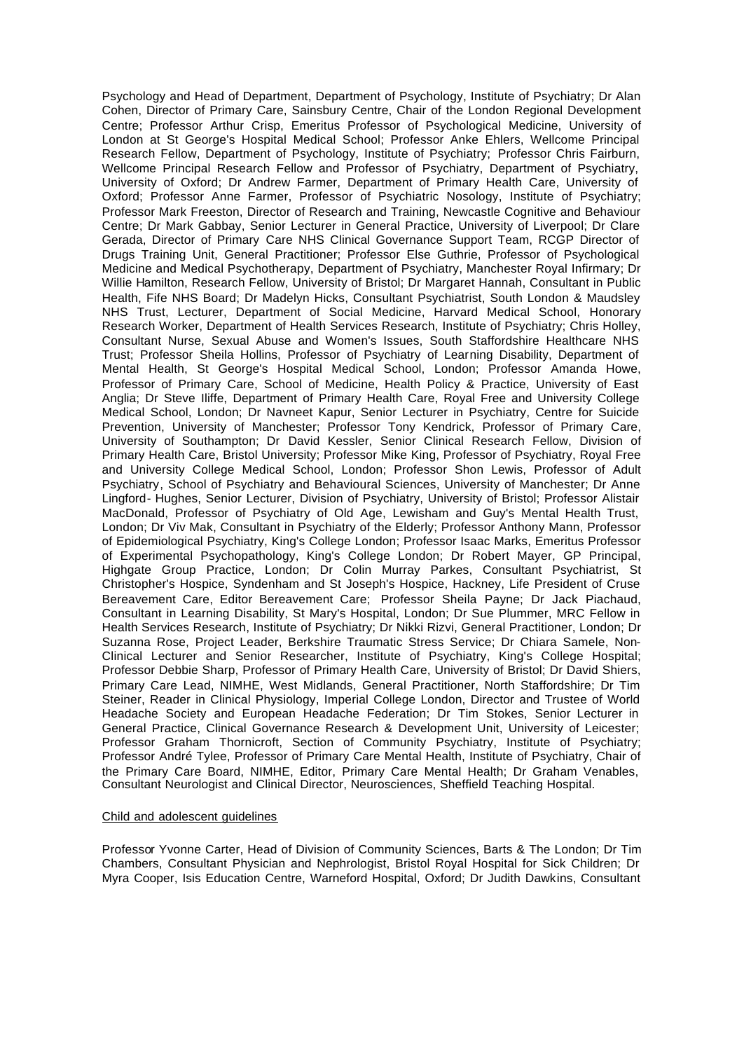Psychology and Head of Department, Department of Psychology, Institute of Psychiatry; Dr Alan Cohen, Director of Primary Care, Sainsbury Centre, Chair of the London Regional Development Centre; Professor Arthur Crisp, Emeritus Professor of Psychological Medicine, University of London at St George's Hospital Medical School; Professor Anke Ehlers, Wellcome Principal Research Fellow, Department of Psychology, Institute of Psychiatry; Professor Chris Fairburn, Wellcome Principal Research Fellow and Professor of Psychiatry, Department of Psychiatry, University of Oxford; Dr Andrew Farmer, Department of Primary Health Care, University of Oxford; Professor Anne Farmer, Professor of Psychiatric Nosology, Institute of Psychiatry; Professor Mark Freeston, Director of Research and Training, Newcastle Cognitive and Behaviour Centre; Dr Mark Gabbay, Senior Lecturer in General Practice, University of Liverpool; Dr Clare Gerada, Director of Primary Care NHS Clinical Governance Support Team, RCGP Director of Drugs Training Unit, General Practitioner; Professor Else Guthrie, Professor of Psychological Medicine and Medical Psychotherapy, Department of Psychiatry, Manchester Royal Infirmary; Dr Willie Hamilton, Research Fellow, University of Bristol; Dr Margaret Hannah, Consultant in Public Health, Fife NHS Board; Dr Madelyn Hicks, Consultant Psychiatrist, South London & Maudsley NHS Trust, Lecturer, Department of Social Medicine, Harvard Medical School, Honorary Research Worker, Department of Health Services Research, Institute of Psychiatry; Chris Holley, Consultant Nurse, Sexual Abuse and Women's Issues, South Staffordshire Healthcare NHS Trust; Professor Sheila Hollins, Professor of Psychiatry of Learning Disability, Department of Mental Health, St George's Hospital Medical School, London; Professor Amanda Howe, Professor of Primary Care, School of Medicine, Health Policy & Practice, University of East Anglia; Dr Steve Iliffe, Department of Primary Health Care, Royal Free and University College Medical School, London; Dr Navneet Kapur, Senior Lecturer in Psychiatry, Centre for Suicide Prevention, University of Manchester; Professor Tony Kendrick, Professor of Primary Care, University of Southampton; Dr David Kessler, Senior Clinical Research Fellow, Division of Primary Health Care, Bristol University; Professor Mike King, Professor of Psychiatry, Royal Free and University College Medical School, London; Professor Shon Lewis, Professor of Adult Psychiatry, School of Psychiatry and Behavioural Sciences, University of Manchester; Dr Anne Lingford- Hughes, Senior Lecturer, Division of Psychiatry, University of Bristol; Professor Alistair MacDonald, Professor of Psychiatry of Old Age, Lewisham and Guy's Mental Health Trust, London; Dr Viv Mak, Consultant in Psychiatry of the Elderly; Professor Anthony Mann, Professor of Epidemiological Psychiatry, King's College London; Professor Isaac Marks, Emeritus Professor of Experimental Psychopathology, King's College London; Dr Robert Mayer, GP Principal, Highgate Group Practice, London; Dr Colin Murray Parkes, Consultant Psychiatrist, St Christopher's Hospice, Syndenham and St Joseph's Hospice, Hackney, Life President of Cruse Bereavement Care, Editor Bereavement Care; Professor Sheila Payne; Dr Jack Piachaud, Consultant in Learning Disability, St Mary's Hospital, London; Dr Sue Plummer, MRC Fellow in Health Services Research, Institute of Psychiatry; Dr Nikki Rizvi, General Practitioner, London; Dr Suzanna Rose, Project Leader, Berkshire Traumatic Stress Service; Dr Chiara Samele, Non-Clinical Lecturer and Senior Researcher, Institute of Psychiatry, King's College Hospital; Professor Debbie Sharp, Professor of Primary Health Care, University of Bristol; Dr David Shiers, Primary Care Lead, NIMHE, West Midlands, General Practitioner, North Staffordshire; Dr Tim Steiner, Reader in Clinical Physiology, Imperial College London, Director and Trustee of World Headache Society and European Headache Federation; Dr Tim Stokes, Senior Lecturer in General Practice, Clinical Governance Research & Development Unit, University of Leicester; Professor Graham Thornicroft, Section of Community Psychiatry, Institute of Psychiatry; Professor André Tylee, Professor of Primary Care Mental Health, Institute of Psychiatry, Chair of the Primary Care Board, NIMHE, Editor, Primary Care Mental Health; Dr Graham Venables, Consultant Neurologist and Clinical Director, Neurosciences, Sheffield Teaching Hospital.

Child and adolescent guidelines

Professor Yvonne Carter, Head of Division of Community Sciences, Barts & The London; Dr Tim Chambers, Consultant Physician and Nephrologist, Bristol Royal Hospital for Sick Children; Dr Myra Cooper, Isis Education Centre, Warneford Hospital, Oxford; Dr Judith Dawkins, Consultant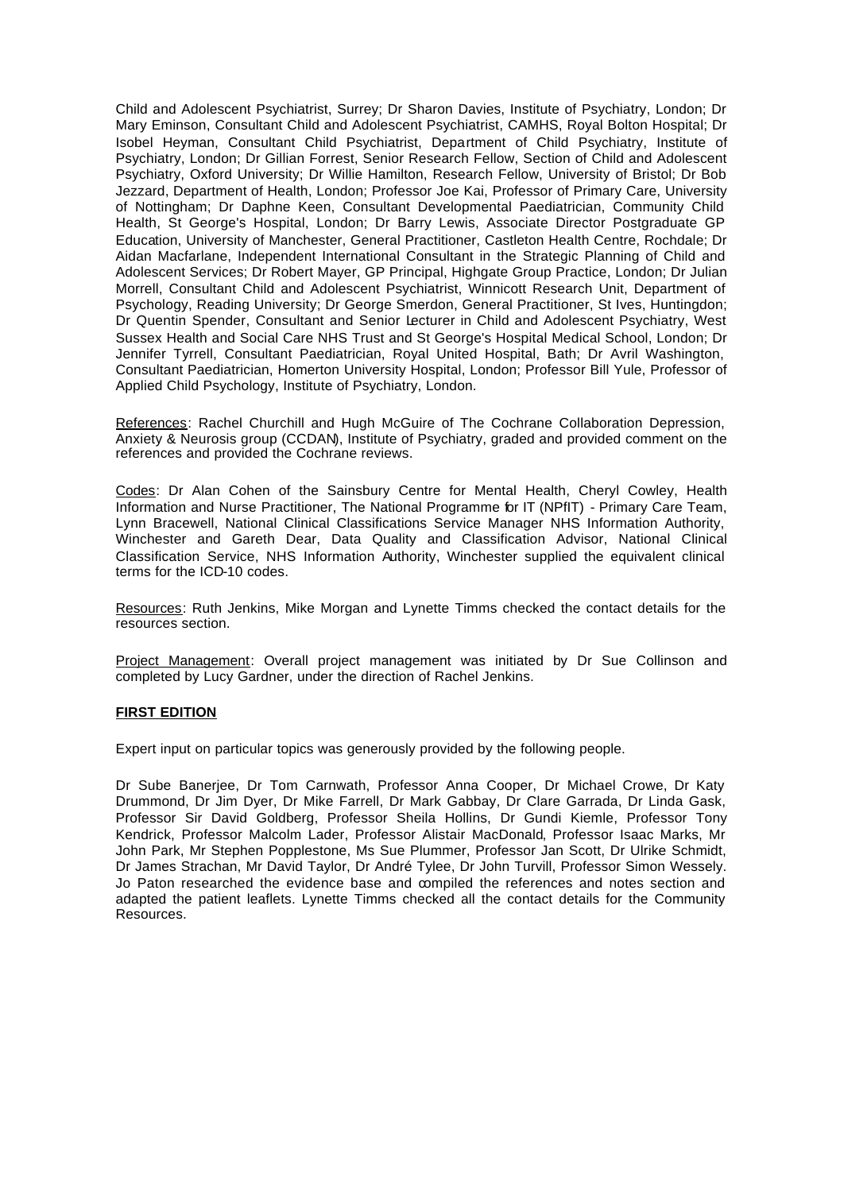Child and Adolescent Psychiatrist, Surrey; Dr Sharon Davies, Institute of Psychiatry, London; Dr Mary Eminson, Consultant Child and Adolescent Psychiatrist, CAMHS, Royal Bolton Hospital; Dr Isobel Heyman, Consultant Child Psychiatrist, Department of Child Psychiatry, Institute of Psychiatry, London; Dr Gillian Forrest, Senior Research Fellow, Section of Child and Adolescent Psychiatry, Oxford University; Dr Willie Hamilton, Research Fellow, University of Bristol; Dr Bob Jezzard, Department of Health, London; Professor Joe Kai, Professor of Primary Care, University of Nottingham; Dr Daphne Keen, Consultant Developmental Paediatrician, Community Child Health, St George's Hospital, London; Dr Barry Lewis, Associate Director Postgraduate GP Education, University of Manchester, General Practitioner, Castleton Health Centre, Rochdale; Dr Aidan Macfarlane, Independent International Consultant in the Strategic Planning of Child and Adolescent Services; Dr Robert Mayer, GP Principal, Highgate Group Practice, London; Dr Julian Morrell, Consultant Child and Adolescent Psychiatrist, Winnicott Research Unit, Department of Psychology, Reading University; Dr George Smerdon, General Practitioner, St Ives, Huntingdon; Dr Quentin Spender, Consultant and Senior Lecturer in Child and Adolescent Psychiatry, West Sussex Health and Social Care NHS Trust and St George's Hospital Medical School, London; Dr Jennifer Tyrrell, Consultant Paediatrician, Royal United Hospital, Bath; Dr Avril Washington, Consultant Paediatrician, Homerton University Hospital, London; Professor Bill Yule, Professor of Applied Child Psychology, Institute of Psychiatry, London.

References: Rachel Churchill and Hugh McGuire of The Cochrane Collaboration Depression, Anxiety & Neurosis group (CCDAN), Institute of Psychiatry, graded and provided comment on the references and provided the Cochrane reviews.

Codes: Dr Alan Cohen of the Sainsbury Centre for Mental Health, Cheryl Cowley, Health Information and Nurse Practitioner, The National Programme for IT (NPfIT) - Primary Care Team, Lynn Bracewell, National Clinical Classifications Service Manager NHS Information Authority, Winchester and Gareth Dear, Data Quality and Classification Advisor, National Clinical Classification Service, NHS Information Authority, Winchester supplied the equivalent clinical terms for the ICD-10 codes.

Resources: Ruth Jenkins, Mike Morgan and Lynette Timms checked the contact details for the resources section.

Project Management: Overall project management was initiated by Dr Sue Collinson and completed by Lucy Gardner, under the direction of Rachel Jenkins.

**FIRST EDITION**

Expert input on particular topics was generously provided by the following people.

Dr Sube Banerjee, Dr Tom Carnwath, Professor Anna Cooper, Dr Michael Crowe, Dr Katy Drummond, Dr Jim Dyer, Dr Mike Farrell, Dr Mark Gabbay, Dr Clare Garrada, Dr Linda Gask, Professor Sir David Goldberg, Professor Sheila Hollins, Dr Gundi Kiemle, Professor Tony Kendrick, Professor Malcolm Lader, Professor Alistair MacDonald, Professor Isaac Marks, Mr John Park, Mr Stephen Popplestone, Ms Sue Plummer, Professor Jan Scott, Dr Ulrike Schmidt, Dr James Strachan, Mr David Taylor, Dr André Tylee, Dr John Turvill, Professor Simon Wessely. Jo Paton researched the evidence base and compiled the references and notes section and adapted the patient leaflets. Lynette Timms checked all the contact details for the Community Resources.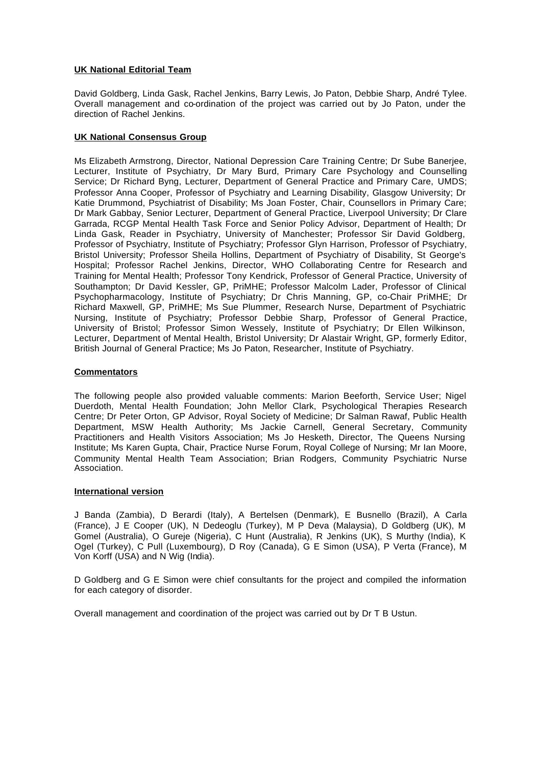**UK National Editorial Team**

David Goldberg, Linda Gask, Rachel Jenkins, Barry Lewis, Jo Paton, Debbie Sharp, André Tylee. Overall management and co-ordination of the project was carried out by Jo Paton, under the direction of Rachel Jenkins.

**UK National Consensus Group**

Ms Elizabeth Armstrong, Director, National Depression Care Training Centre; Dr Sube Banerjee, Lecturer, Institute of Psychiatry, Dr Mary Burd, Primary Care Psychology and Counselling Service; Dr Richard Byng, Lecturer, Department of General Practice and Primary Care, UMDS; Professor Anna Cooper, Professor of Psychiatry and Learning Disability, Glasgow University; Dr Katie Drummond, Psychiatrist of Disability; Ms Joan Foster, Chair, Counsellors in Primary Care; Dr Mark Gabbay, Senior Lecturer, Department of General Practice, Liverpool University; Dr Clare Garrada, RCGP Mental Health Task Force and Senior Policy Advisor, Department of Health; Dr Linda Gask, Reader in Psychiatry, University of Manchester; Professor Sir David Goldberg, Professor of Psychiatry, Institute of Psychiatry; Professor Glyn Harrison, Professor of Psychiatry, Bristol University; Professor Sheila Hollins, Department of Psychiatry of Disability, St George's Hospital; Professor Rachel Jenkins, Director, WHO Collaborating Centre for Research and Training for Mental Health; Professor Tony Kendrick, Professor of General Practice, University of Southampton; Dr David Kessler, GP, PriMHE; Professor Malcolm Lader, Professor of Clinical Psychopharmacology, Institute of Psychiatry; Dr Chris Manning, GP, co-Chair PriMHE; Dr Richard Maxwell, GP, PriMHE; Ms Sue Plummer, Research Nurse, Department of Psychiatric Nursing, Institute of Psychiatry; Professor Debbie Sharp, Professor of General Practice, University of Bristol; Professor Simon Wessely, Institute of Psychiatry; Dr Ellen Wilkinson, Lecturer, Department of Mental Health, Bristol University; Dr Alastair Wright, GP, formerly Editor, British Journal of General Practice; Ms Jo Paton, Researcher, Institute of Psychiatry.

**Commentators**

The following people also provided valuable comments: Marion Beeforth, Service User; Nigel Duerdoth, Mental Health Foundation; John Mellor Clark, Psychological Therapies Research Centre; Dr Peter Orton, GP Advisor, Royal Society of Medicine; Dr Salman Rawaf, Public Health Department, MSW Health Authority; Ms Jackie Carnell, General Secretary, Community Practitioners and Health Visitors Association; Ms Jo Hesketh, Director, The Queens Nursing Institute; Ms Karen Gupta, Chair, Practice Nurse Forum, Royal College of Nursing; Mr Ian Moore, Community Mental Health Team Association; Brian Rodgers, Community Psychiatric Nurse Association.

**International version**

J Banda (Zambia), D Berardi (Italy), A Bertelsen (Denmark), E Busnello (Brazil), A Carla (France), J E Cooper (UK), N Dedeoglu (Turkey), M P Deva (Malaysia), D Goldberg (UK), M Gomel (Australia), O Gureje (Nigeria), C Hunt (Australia), R Jenkins (UK), S Murthy (India), K Ogel (Turkey), C Pull (Luxembourg), D Roy (Canada), G E Simon (USA), P Verta (France), M Von Korff (USA) and N Wig (India).

D Goldberg and G E Simon were chief consultants for the project and compiled the information for each category of disorder.

Overall management and coordination of the project was carried out by Dr T B Ustun.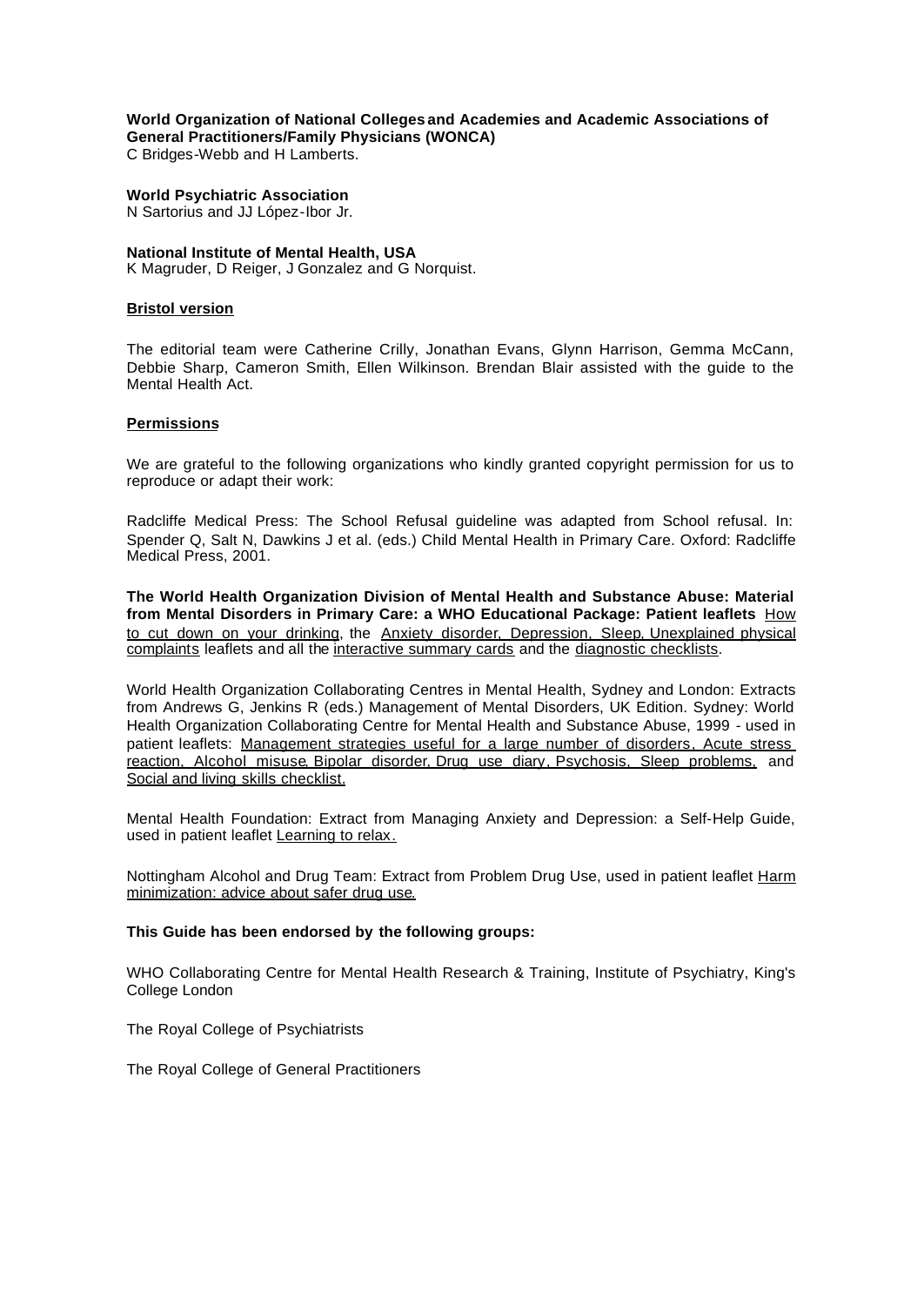**World Organization of National Colleges and Academies and Academic Associations of General Practitioners/Family Physicians (WONCA)**
C Bridges-Webb and H Lamberts.

**World Psychiatric Association**
N Sartorius and JJ López-Ibor Jr.

**National Institute of Mental Health, USA**
K Magruder, D Reiger, J Gonzalez and G Norquist.

**Bristol version**

The editorial team were Catherine Crilly, Jonathan Evans, Glynn Harrison, Gemma McCann, Debbie Sharp, Cameron Smith, Ellen Wilkinson. Brendan Blair assisted with the guide to the Mental Health Act.

**Permissions**

We are grateful to the following organizations who kindly granted copyright permission for us to reproduce or adapt their work:

Radcliffe Medical Press: The School Refusal guideline was adapted from School refusal. In: Spender Q, Salt N, Dawkins J et al. (eds.) Child Mental Health in Primary Care. Oxford: Radcliffe Medical Press, 2001.

**The World Health Organization Division of Mental Health and Substance Abuse: Material from Mental Disorders in Primary Care: a WHO Educational Package: Patient leaflets** How to cut down on your drinking, the Anxiety disorder, Depression, Sleep, Unexplained physical complaints leaflets and all the interactive summary cards and the diagnostic checklists.

World Health Organization Collaborating Centres in Mental Health, Sydney and London: Extracts from Andrews G, Jenkins R (eds.) Management of Mental Disorders, UK Edition. Sydney: World Health Organization Collaborating Centre for Mental Health and Substance Abuse, 1999 - used in patient leaflets: Management strategies useful for a large number of disorders, Acute stress reaction, Alcohol misuse, Bipolar disorder, Drug use diary, Psychosis, Sleep problems, and Social and living skills checklist.

Mental Health Foundation: Extract from Managing Anxiety and Depression: a Self-Help Guide, used in patient leaflet Learning to relax.

Nottingham Alcohol and Drug Team: Extract from Problem Drug Use, used in patient leaflet Harm minimization: advice about safer drug use.

**This Guide has been endorsed by the following groups:**

WHO Collaborating Centre for Mental Health Research & Training, Institute of Psychiatry, King's College London

The Royal College of Psychiatrists

The Royal College of General Practitioners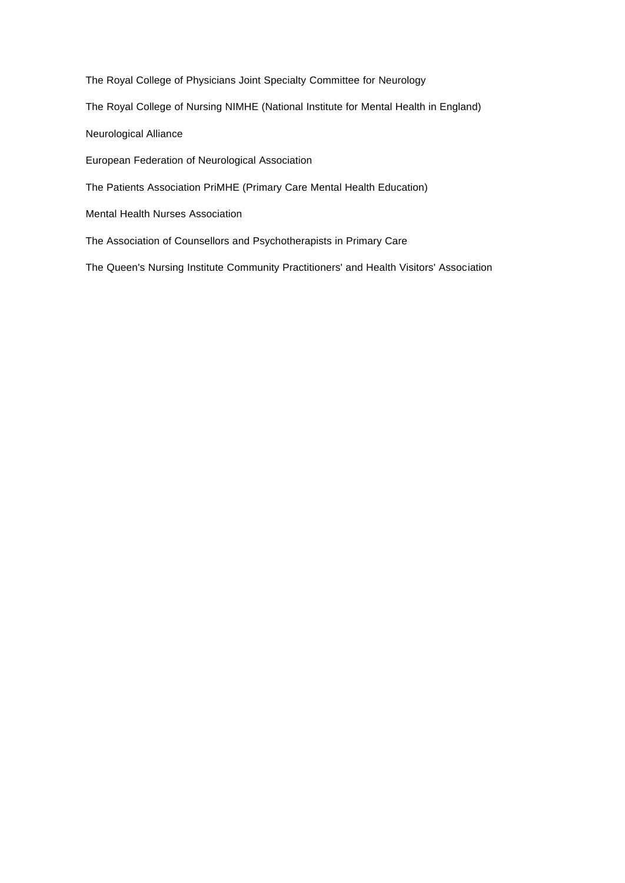The Royal College of Physicians Joint Specialty Committee for Neurology

The Royal College of Nursing NIMHE (National Institute for Mental Health in England)

Neurological Alliance

European Federation of Neurological Association

The Patients Association PriMHE (Primary Care Mental Health Education)

Mental Health Nurses Association

The Association of Counsellors and Psychotherapists in Primary Care

The Queen's Nursing Institute Community Practitioners' and Health Visitors' Association